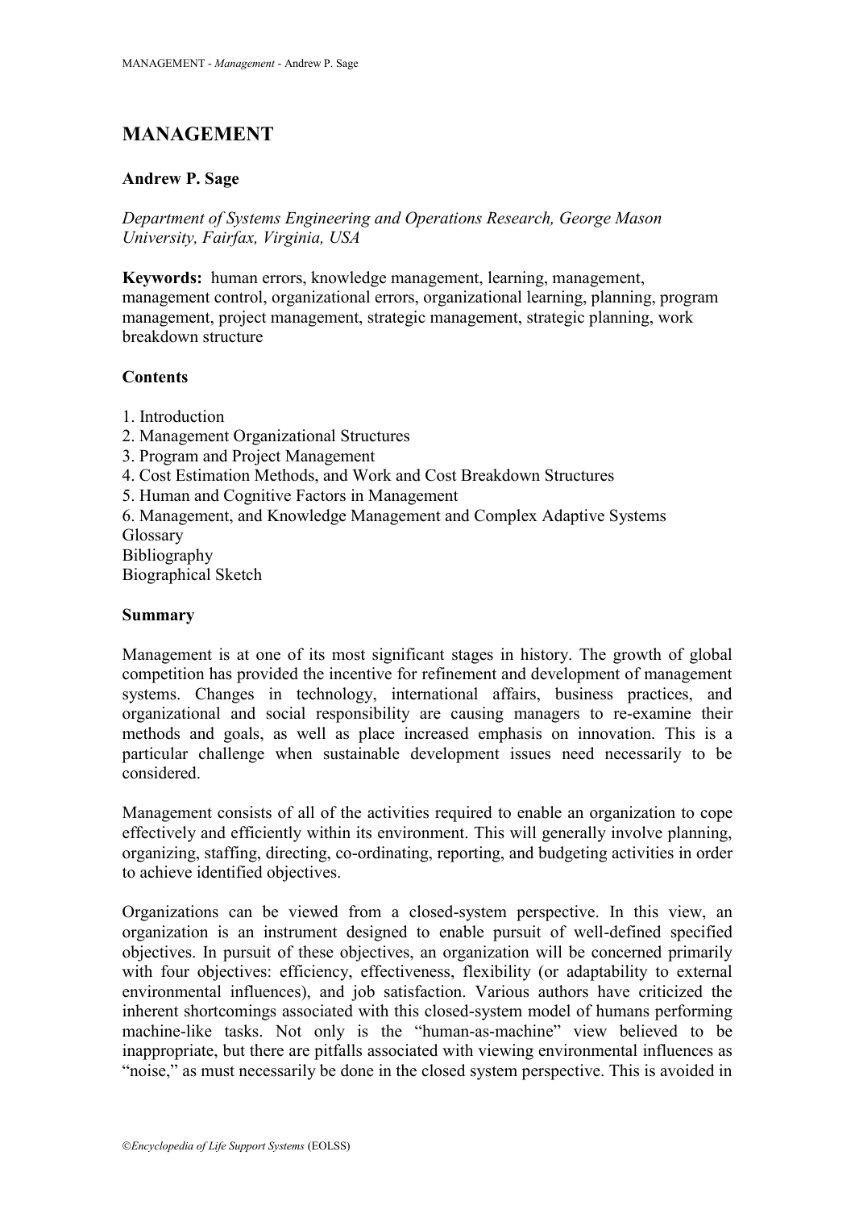# MANAGEMENT

**Andrew P. Sage**

*Department of Systems Engineering and Operations Research, George Mason University, Fairfax, Virginia, USA*

**Keywords:** human errors, knowledge management, learning, management, management control, organizational errors, organizational learning, planning, program management, project management, strategic management, strategic planning, work breakdown structure

## Contents

1. Introduction
2. Management Organizational Structures
3. Program and Project Management
4. Cost Estimation Methods, and Work and Cost Breakdown Structures
5. Human and Cognitive Factors in Management
6. Management, and Knowledge Management and Complex Adaptive Systems

Glossary
Bibliography
Biographical Sketch

## Summary

Management is at one of its most significant stages in history. The growth of global competition has provided the incentive for refinement and development of management systems. Changes in technology, international affairs, business practices, and organizational and social responsibility are causing managers to re-examine their methods and goals, as well as place increased emphasis on innovation. This is a particular challenge when sustainable development issues need necessarily to be considered.

Management consists of all of the activities required to enable an organization to cope effectively and efficiently within its environment. This will generally involve planning, organizing, staffing, directing, co-ordinating, reporting, and budgeting activities in order to achieve identified objectives.

Organizations can be viewed from a closed-system perspective. In this view, an organization is an instrument designed to enable pursuit of well-defined specified objectives. In pursuit of these objectives, an organization will be concerned primarily with four objectives: efficiency, effectiveness, flexibility (or adaptability to external environmental influences), and job satisfaction. Various authors have criticized the inherent shortcomings associated with this closed-system model of humans performing machine-like tasks. Not only is the "human-as-machine" view believed to be inappropriate, but there are pitfalls associated with viewing environmental influences as "noise," as must necessarily be done in the closed system perspective. This is avoided in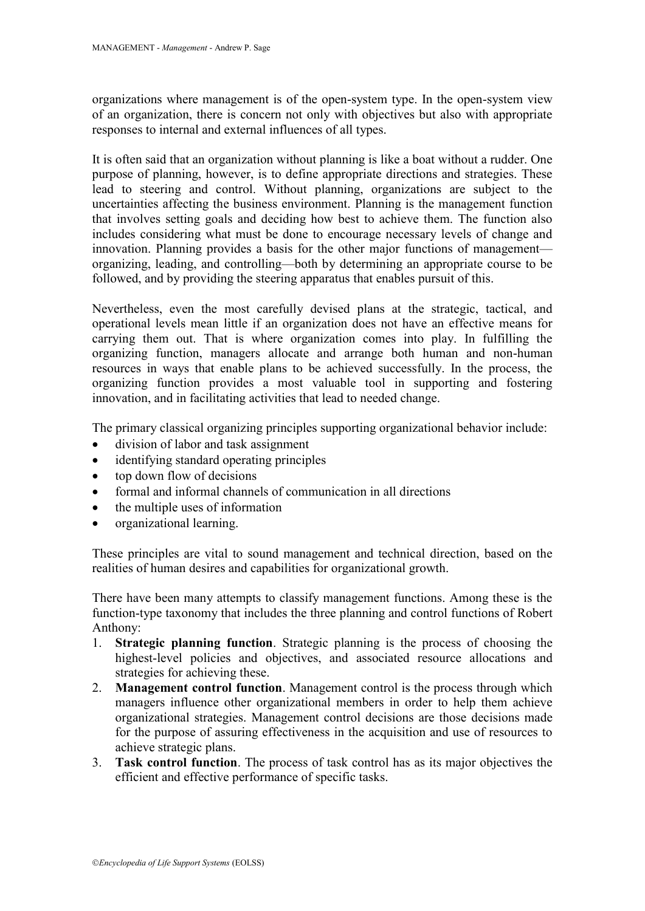organizations where management is of the open-system type. In the open-system view of an organization, there is concern not only with objectives but also with appropriate responses to internal and external influences of all types.

It is often said that an organization without planning is like a boat without a rudder. One purpose of planning, however, is to define appropriate directions and strategies. These lead to steering and control. Without planning, organizations are subject to the uncertainties affecting the business environment. Planning is the management function that involves setting goals and deciding how best to achieve them. The function also includes considering what must be done to encourage necessary levels of change and innovation. Planning provides a basis for the other major functions of management—organizing, leading, and controlling—both by determining an appropriate course to be followed, and by providing the steering apparatus that enables pursuit of this.

Nevertheless, even the most carefully devised plans at the strategic, tactical, and operational levels mean little if an organization does not have an effective means for carrying them out. That is where organization comes into play. In fulfilling the organizing function, managers allocate and arrange both human and non-human resources in ways that enable plans to be achieved successfully. In the process, the organizing function provides a most valuable tool in supporting and fostering innovation, and in facilitating activities that lead to needed change.

The primary classical organizing principles supporting organizational behavior include:

- division of labor and task assignment
- identifying standard operating principles
- top down flow of decisions
- formal and informal channels of communication in all directions
- the multiple uses of information
- organizational learning.

These principles are vital to sound management and technical direction, based on the realities of human desires and capabilities for organizational growth.

There have been many attempts to classify management functions. Among these is the function-type taxonomy that includes the three planning and control functions of Robert Anthony:

1. **Strategic planning function**. Strategic planning is the process of choosing the highest-level policies and objectives, and associated resource allocations and strategies for achieving these.
2. **Management control function**. Management control is the process through which managers influence other organizational members in order to help them achieve organizational strategies. Management control decisions are those decisions made for the purpose of assuring effectiveness in the acquisition and use of resources to achieve strategic plans.
3. **Task control function**. The process of task control has as its major objectives the efficient and effective performance of specific tasks.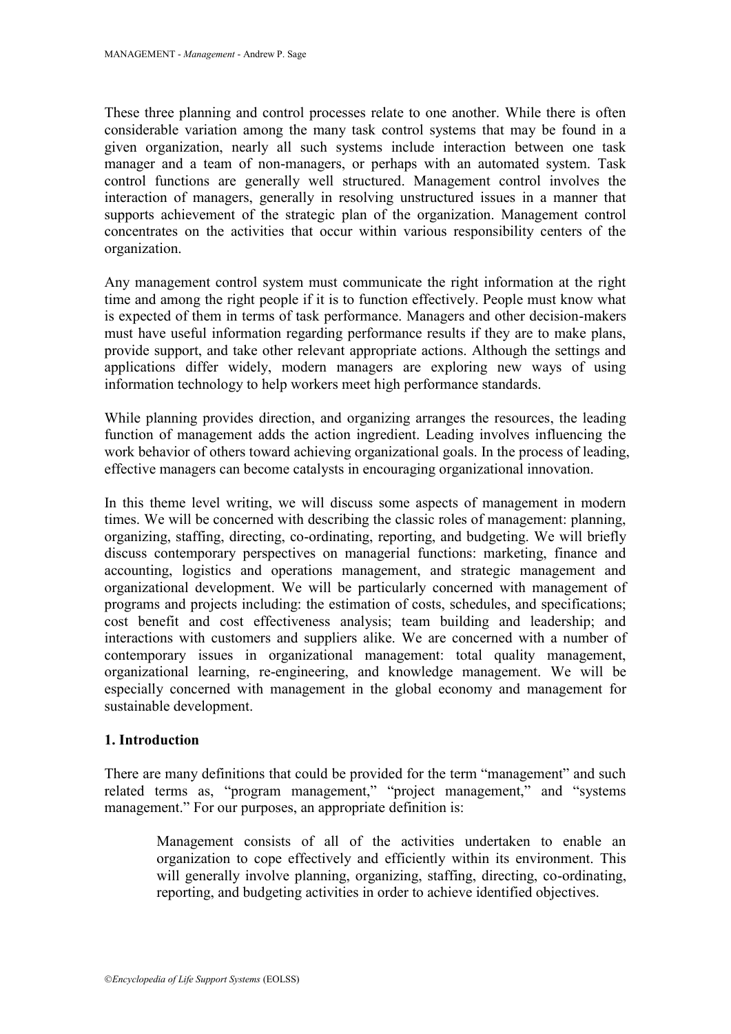These three planning and control processes relate to one another. While there is often considerable variation among the many task control systems that may be found in a given organization, nearly all such systems include interaction between one task manager and a team of non-managers, or perhaps with an automated system. Task control functions are generally well structured. Management control involves the interaction of managers, generally in resolving unstructured issues in a manner that supports achievement of the strategic plan of the organization. Management control concentrates on the activities that occur within various responsibility centers of the organization.

Any management control system must communicate the right information at the right time and among the right people if it is to function effectively. People must know what is expected of them in terms of task performance. Managers and other decision-makers must have useful information regarding performance results if they are to make plans, provide support, and take other relevant appropriate actions. Although the settings and applications differ widely, modern managers are exploring new ways of using information technology to help workers meet high performance standards.

While planning provides direction, and organizing arranges the resources, the leading function of management adds the action ingredient. Leading involves influencing the work behavior of others toward achieving organizational goals. In the process of leading, effective managers can become catalysts in encouraging organizational innovation.

In this theme level writing, we will discuss some aspects of management in modern times. We will be concerned with describing the classic roles of management: planning, organizing, staffing, directing, co-ordinating, reporting, and budgeting. We will briefly discuss contemporary perspectives on managerial functions: marketing, finance and accounting, logistics and operations management, and strategic management and organizational development. We will be particularly concerned with management of programs and projects including: the estimation of costs, schedules, and specifications; cost benefit and cost effectiveness analysis; team building and leadership; and interactions with customers and suppliers alike. We are concerned with a number of contemporary issues in organizational management: total quality management, organizational learning, re-engineering, and knowledge management. We will be especially concerned with management in the global economy and management for sustainable development.

## 1. Introduction

There are many definitions that could be provided for the term "management" and such related terms as, "program management," "project management," and "systems management." For our purposes, an appropriate definition is:

> Management consists of all of the activities undertaken to enable an organization to cope effectively and efficiently within its environment. This will generally involve planning, organizing, staffing, directing, co-ordinating, reporting, and budgeting activities in order to achieve identified objectives.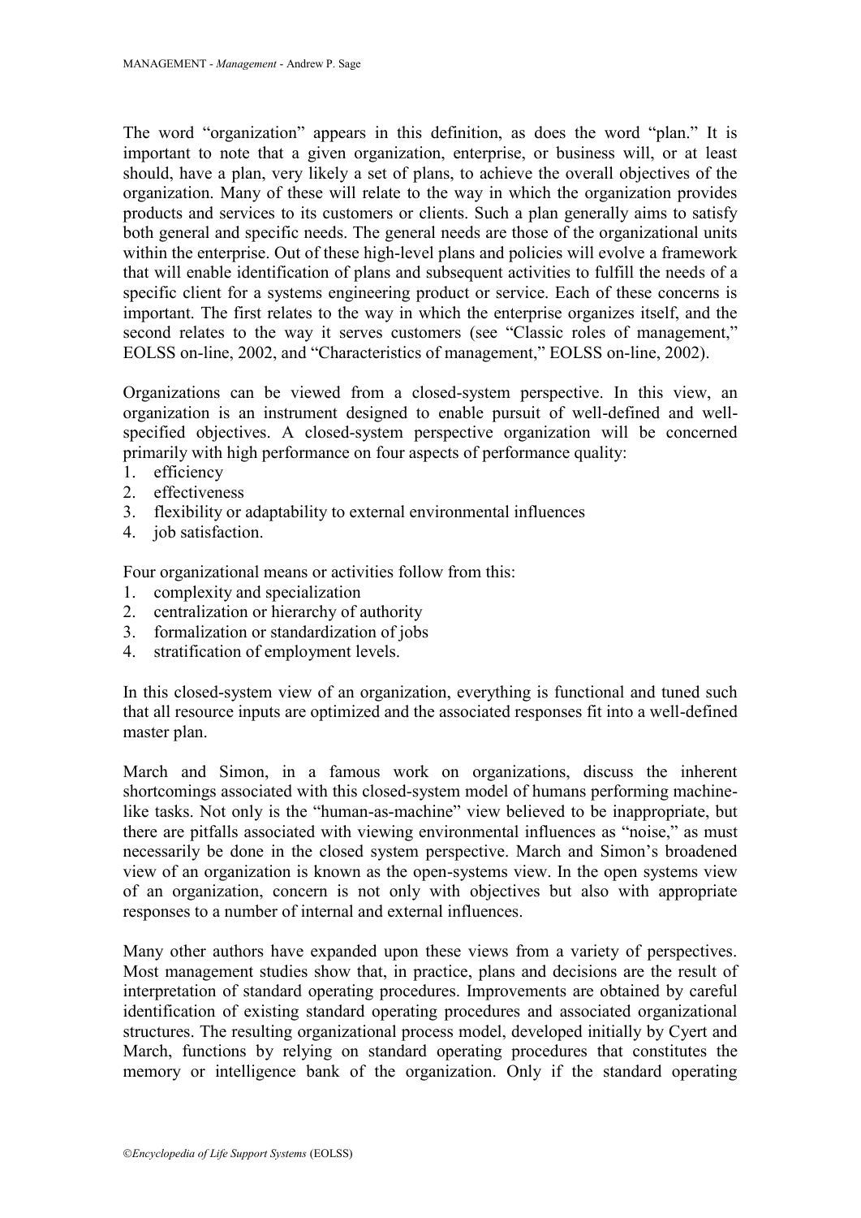The word “organization” appears in this definition, as does the word “plan.” It is important to note that a given organization, enterprise, or business will, or at least should, have a plan, very likely a set of plans, to achieve the overall objectives of the organization. Many of these will relate to the way in which the organization provides products and services to its customers or clients. Such a plan generally aims to satisfy both general and specific needs. The general needs are those of the organizational units within the enterprise. Out of these high-level plans and policies will evolve a framework that will enable identification of plans and subsequent activities to fulfill the needs of a specific client for a systems engineering product or service. Each of these concerns is important. The first relates to the way in which the enterprise organizes itself, and the second relates to the way it serves customers (see “Classic roles of management,” EOLSS on-line, 2002, and “Characteristics of management,” EOLSS on-line, 2002).

Organizations can be viewed from a closed-system perspective. In this view, an organization is an instrument designed to enable pursuit of well-defined and well-specified objectives. A closed-system perspective organization will be concerned primarily with high performance on four aspects of performance quality:

1. efficiency
2. effectiveness
3. flexibility or adaptability to external environmental influences
4. job satisfaction.

Four organizational means or activities follow from this:

1. complexity and specialization
2. centralization or hierarchy of authority
3. formalization or standardization of jobs
4. stratification of employment levels.

In this closed-system view of an organization, everything is functional and tuned such that all resource inputs are optimized and the associated responses fit into a well-defined master plan.

March and Simon, in a famous work on organizations, discuss the inherent shortcomings associated with this closed-system model of humans performing machine-like tasks. Not only is the “human-as-machine” view believed to be inappropriate, but there are pitfalls associated with viewing environmental influences as “noise,” as must necessarily be done in the closed system perspective. March and Simon’s broadened view of an organization is known as the open-systems view. In the open systems view of an organization, concern is not only with objectives but also with appropriate responses to a number of internal and external influences.

Many other authors have expanded upon these views from a variety of perspectives. Most management studies show that, in practice, plans and decisions are the result of interpretation of standard operating procedures. Improvements are obtained by careful identification of existing standard operating procedures and associated organizational structures. The resulting organizational process model, developed initially by Cyert and March, functions by relying on standard operating procedures that constitutes the memory or intelligence bank of the organization. Only if the standard operating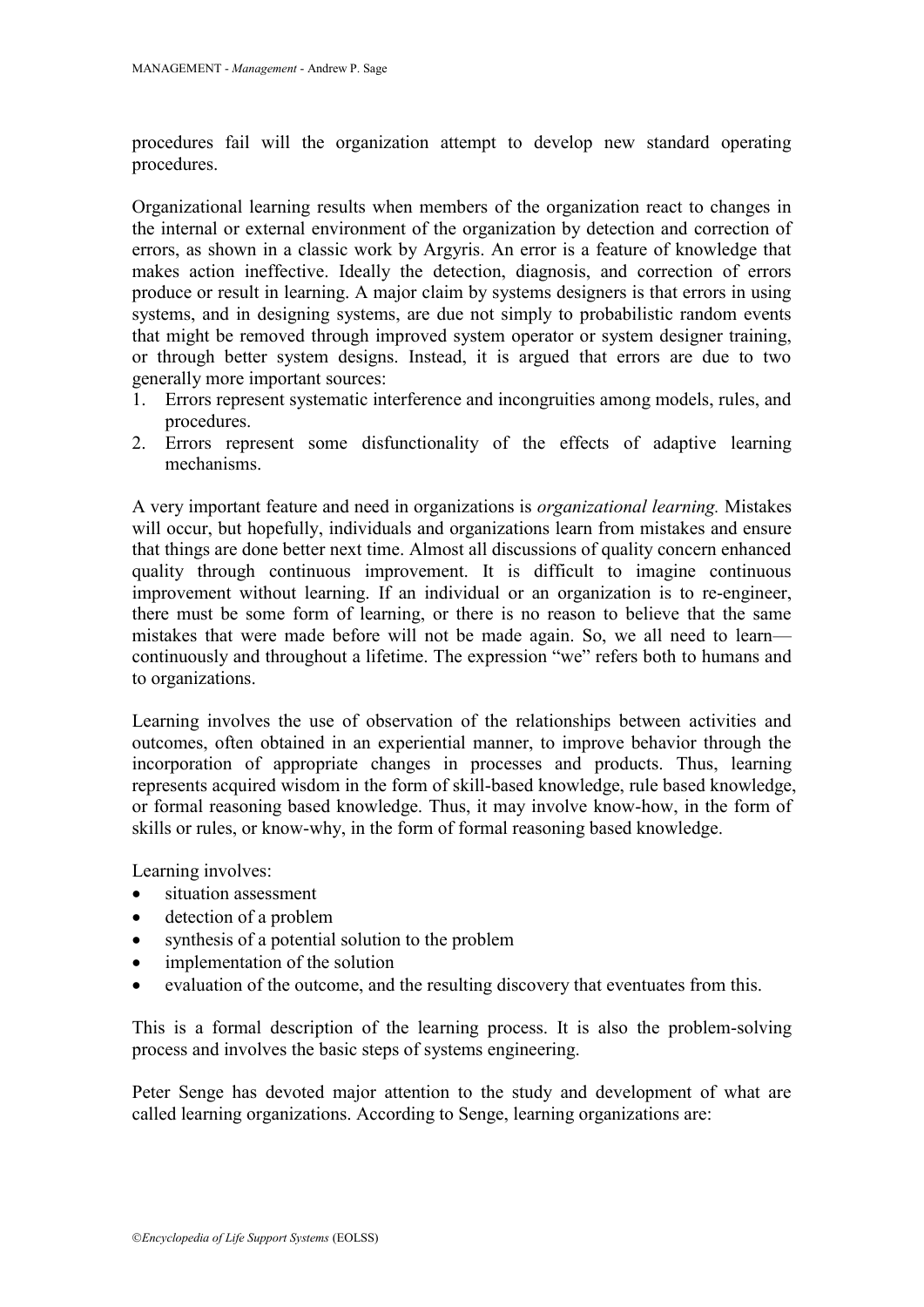procedures fail will the organization attempt to develop new standard operating procedures.

Organizational learning results when members of the organization react to changes in the internal or external environment of the organization by detection and correction of errors, as shown in a classic work by Argyris. An error is a feature of knowledge that makes action ineffective. Ideally the detection, diagnosis, and correction of errors produce or result in learning. A major claim by systems designers is that errors in using systems, and in designing systems, are due not simply to probabilistic random events that might be removed through improved system operator or system designer training, or through better system designs. Instead, it is argued that errors are due to two generally more important sources:

1. Errors represent systematic interference and incongruities among models, rules, and procedures.
2. Errors represent some disfunctionality of the effects of adaptive learning mechanisms.

A very important feature and need in organizations is *organizational learning.* Mistakes will occur, but hopefully, individuals and organizations learn from mistakes and ensure that things are done better next time. Almost all discussions of quality concern enhanced quality through continuous improvement. It is difficult to imagine continuous improvement without learning. If an individual or an organization is to re-engineer, there must be some form of learning, or there is no reason to believe that the same mistakes that were made before will not be made again. So, we all need to learn—continuously and throughout a lifetime. The expression "we" refers both to humans and to organizations.

Learning involves the use of observation of the relationships between activities and outcomes, often obtained in an experiential manner, to improve behavior through the incorporation of appropriate changes in processes and products. Thus, learning represents acquired wisdom in the form of skill-based knowledge, rule based knowledge, or formal reasoning based knowledge. Thus, it may involve know-how, in the form of skills or rules, or know-why, in the form of formal reasoning based knowledge.

Learning involves:

- situation assessment
- detection of a problem
- synthesis of a potential solution to the problem
- implementation of the solution
- evaluation of the outcome, and the resulting discovery that eventuates from this.

This is a formal description of the learning process. It is also the problem-solving process and involves the basic steps of systems engineering.

Peter Senge has devoted major attention to the study and development of what are called learning organizations. According to Senge, learning organizations are: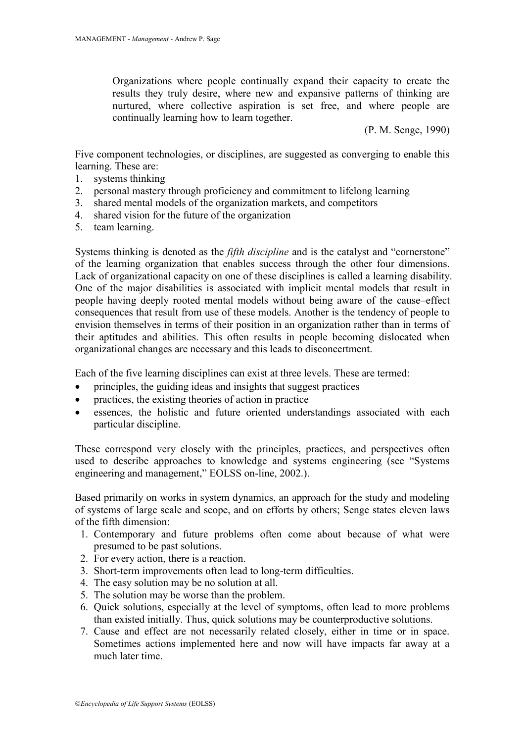> Organizations where people continually expand their capacity to create the results they truly desire, where new and expansive patterns of thinking are nurtured, where collective aspiration is set free, and where people are continually learning how to learn together.
>
> (P. M. Senge, 1990)

Five component technologies, or disciplines, are suggested as converging to enable this learning. These are:

1. systems thinking
2. personal mastery through proficiency and commitment to lifelong learning
3. shared mental models of the organization markets, and competitors
4. shared vision for the future of the organization
5. team learning.

Systems thinking is denoted as the *fifth discipline* and is the catalyst and "cornerstone" of the learning organization that enables success through the other four dimensions. Lack of organizational capacity on one of these disciplines is called a learning disability. One of the major disabilities is associated with implicit mental models that result in people having deeply rooted mental models without being aware of the cause–effect consequences that result from use of these models. Another is the tendency of people to envision themselves in terms of their position in an organization rather than in terms of their aptitudes and abilities. This often results in people becoming dislocated when organizational changes are necessary and this leads to disconcertment.

Each of the five learning disciplines can exist at three levels. These are termed:

- principles, the guiding ideas and insights that suggest practices
- practices, the existing theories of action in practice
- essences, the holistic and future oriented understandings associated with each particular discipline.

These correspond very closely with the principles, practices, and perspectives often used to describe approaches to knowledge and systems engineering (see "Systems engineering and management," EOLSS on-line, 2002.).

Based primarily on works in system dynamics, an approach for the study and modeling of systems of large scale and scope, and on efforts by others; Senge states eleven laws of the fifth dimension:

1. Contemporary and future problems often come about because of what were presumed to be past solutions.
2. For every action, there is a reaction.
3. Short-term improvements often lead to long-term difficulties.
4. The easy solution may be no solution at all.
5. The solution may be worse than the problem.
6. Quick solutions, especially at the level of symptoms, often lead to more problems than existed initially. Thus, quick solutions may be counterproductive solutions.
7. Cause and effect are not necessarily related closely, either in time or in space. Sometimes actions implemented here and now will have impacts far away at a much later time.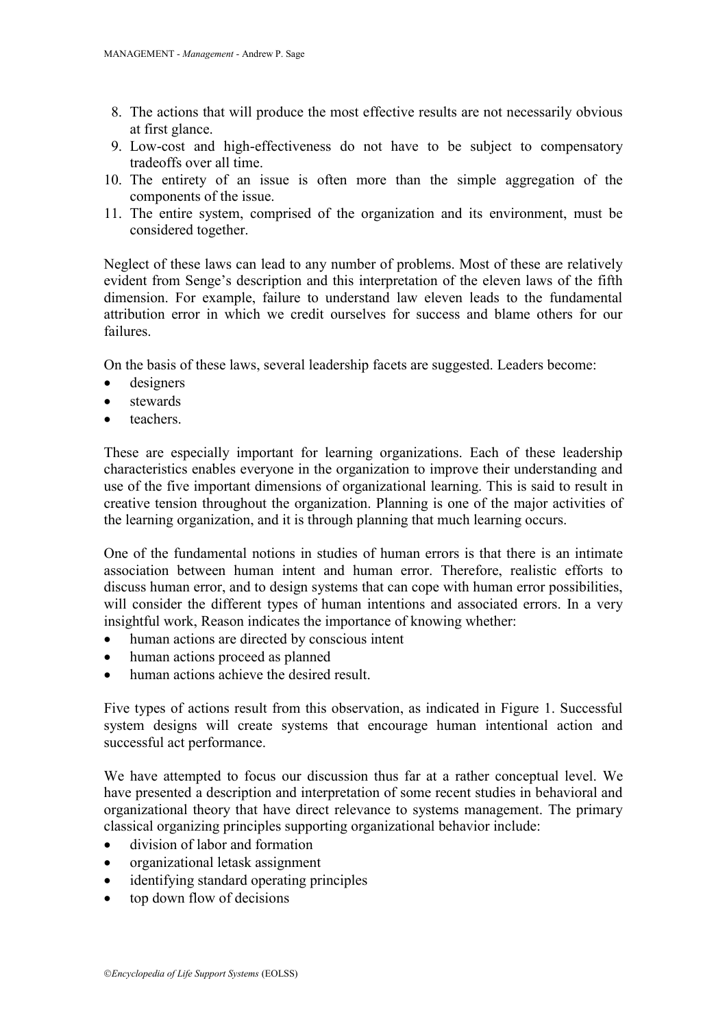8. The actions that will produce the most effective results are not necessarily obvious at first glance.
9. Low-cost and high-effectiveness do not have to be subject to compensatory tradeoffs over all time.
10. The entirety of an issue is often more than the simple aggregation of the components of the issue.
11. The entire system, comprised of the organization and its environment, must be considered together.

Neglect of these laws can lead to any number of problems. Most of these are relatively evident from Senge's description and this interpretation of the eleven laws of the fifth dimension. For example, failure to understand law eleven leads to the fundamental attribution error in which we credit ourselves for success and blame others for our failures.

On the basis of these laws, several leadership facets are suggested. Leaders become:

- designers
- stewards
- teachers.

These are especially important for learning organizations. Each of these leadership characteristics enables everyone in the organization to improve their understanding and use of the five important dimensions of organizational learning. This is said to result in creative tension throughout the organization. Planning is one of the major activities of the learning organization, and it is through planning that much learning occurs.

One of the fundamental notions in studies of human errors is that there is an intimate association between human intent and human error. Therefore, realistic efforts to discuss human error, and to design systems that can cope with human error possibilities, will consider the different types of human intentions and associated errors. In a very insightful work, Reason indicates the importance of knowing whether:

- human actions are directed by conscious intent
- human actions proceed as planned
- human actions achieve the desired result.

Five types of actions result from this observation, as indicated in Figure 1. Successful system designs will create systems that encourage human intentional action and successful act performance.

We have attempted to focus our discussion thus far at a rather conceptual level. We have presented a description and interpretation of some recent studies in behavioral and organizational theory that have direct relevance to systems management. The primary classical organizing principles supporting organizational behavior include:

- division of labor and formation
- organizational letask assignment
- identifying standard operating principles
- top down flow of decisions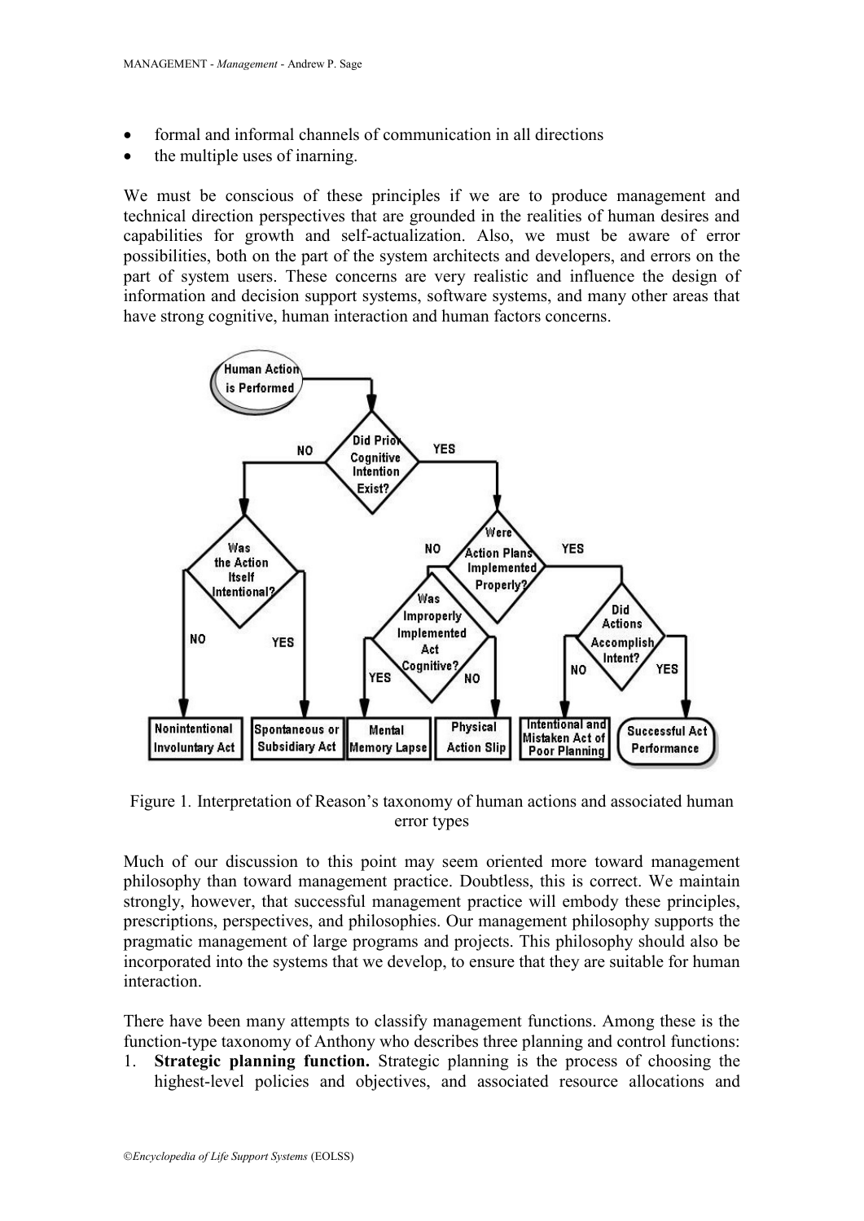- formal and informal channels of communication in all directions
- the multiple uses of inarning.

We must be conscious of these principles if we are to produce management and technical direction perspectives that are grounded in the realities of human desires and capabilities for growth and self-actualization. Also, we must be aware of error possibilities, both on the part of the system architects and developers, and errors on the part of system users. These concerns are very realistic and influence the design of information and decision support systems, software systems, and many other areas that have strong cognitive, human interaction and human factors concerns.

Figure 1. Interpretation of Reason's taxonomy of human actions and associated human error types

Much of our discussion to this point may seem oriented more toward management philosophy than toward management practice. Doubtless, this is correct. We maintain strongly, however, that successful management practice will embody these principles, prescriptions, perspectives, and philosophies. Our management philosophy supports the pragmatic management of large programs and projects. This philosophy should also be incorporated into the systems that we develop, to ensure that they are suitable for human interaction.

There have been many attempts to classify management functions. Among these is the function-type taxonomy of Anthony who describes three planning and control functions:

1. **Strategic planning function.** Strategic planning is the process of choosing the highest-level policies and objectives, and associated resource allocations and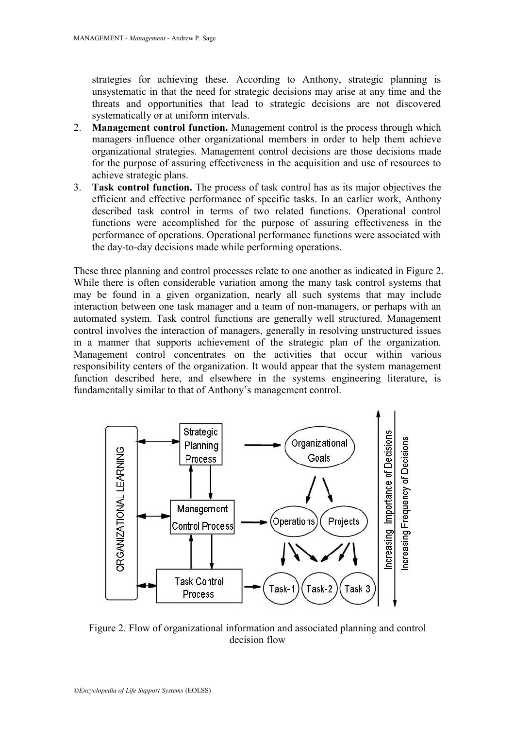strategies for achieving these. According to Anthony, strategic planning is unsystematic in that the need for strategic decisions may arise at any time and the threats and opportunities that lead to strategic decisions are not discovered systematically or at uniform intervals.

2. **Management control function.** Management control is the process through which managers influence other organizational members in order to help them achieve organizational strategies. Management control decisions are those decisions made for the purpose of assuring effectiveness in the acquisition and use of resources to achieve strategic plans.
3. **Task control function.** The process of task control has as its major objectives the efficient and effective performance of specific tasks. In an earlier work, Anthony described task control in terms of two related functions. Operational control functions were accomplished for the purpose of assuring effectiveness in the performance of operations. Operational performance functions were associated with the day-to-day decisions made while performing operations.

These three planning and control processes relate to one another as indicated in Figure 2. While there is often considerable variation among the many task control systems that may be found in a given organization, nearly all such systems that may include interaction between one task manager and a team of non-managers, or perhaps with an automated system. Task control functions are generally well structured. Management control involves the interaction of managers, generally in resolving unstructured issues in a manner that supports achievement of the strategic plan of the organization. Management control concentrates on the activities that occur within various responsibility centers of the organization. It would appear that the system management function described here, and elsewhere in the systems engineering literature, is fundamentally similar to that of Anthony's management control.

Figure 2. Flow of organizational information and associated planning and control decision flow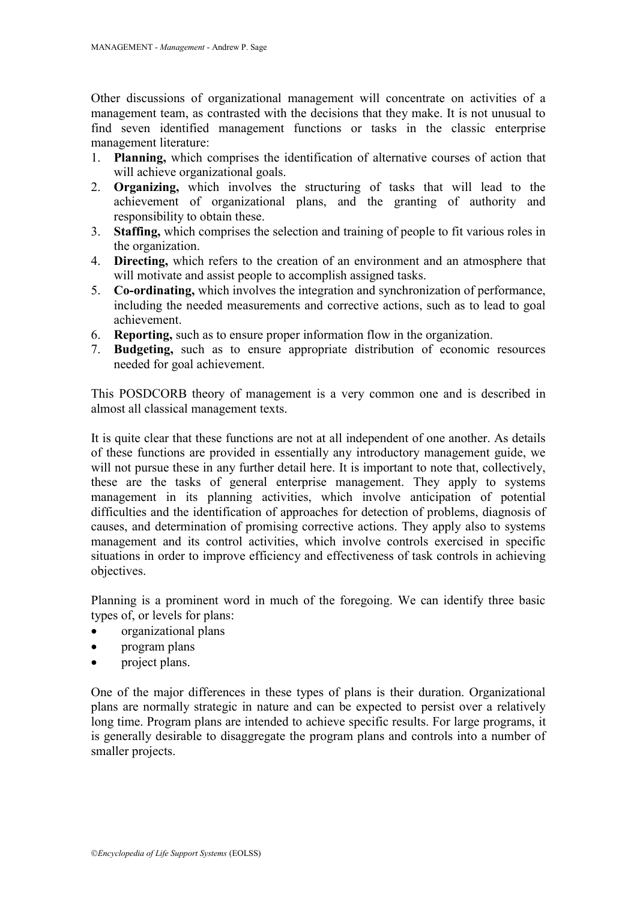Other discussions of organizational management will concentrate on activities of a management team, as contrasted with the decisions that they make. It is not unusual to find seven identified management functions or tasks in the classic enterprise management literature:

1. **Planning,** which comprises the identification of alternative courses of action that will achieve organizational goals.
2. **Organizing,** which involves the structuring of tasks that will lead to the achievement of organizational plans, and the granting of authority and responsibility to obtain these.
3. **Staffing,** which comprises the selection and training of people to fit various roles in the organization.
4. **Directing,** which refers to the creation of an environment and an atmosphere that will motivate and assist people to accomplish assigned tasks.
5. **Co-ordinating,** which involves the integration and synchronization of performance, including the needed measurements and corrective actions, such as to lead to goal achievement.
6. **Reporting,** such as to ensure proper information flow in the organization.
7. **Budgeting,** such as to ensure appropriate distribution of economic resources needed for goal achievement.

This POSDCORB theory of management is a very common one and is described in almost all classical management texts.

It is quite clear that these functions are not at all independent of one another. As details of these functions are provided in essentially any introductory management guide, we will not pursue these in any further detail here. It is important to note that, collectively, these are the tasks of general enterprise management. They apply to systems management in its planning activities, which involve anticipation of potential difficulties and the identification of approaches for detection of problems, diagnosis of causes, and determination of promising corrective actions. They apply also to systems management and its control activities, which involve controls exercised in specific situations in order to improve efficiency and effectiveness of task controls in achieving objectives.

Planning is a prominent word in much of the foregoing. We can identify three basic types of, or levels for plans:

- organizational plans
- program plans
- project plans.

One of the major differences in these types of plans is their duration. Organizational plans are normally strategic in nature and can be expected to persist over a relatively long time. Program plans are intended to achieve specific results. For large programs, it is generally desirable to disaggregate the program plans and controls into a number of smaller projects.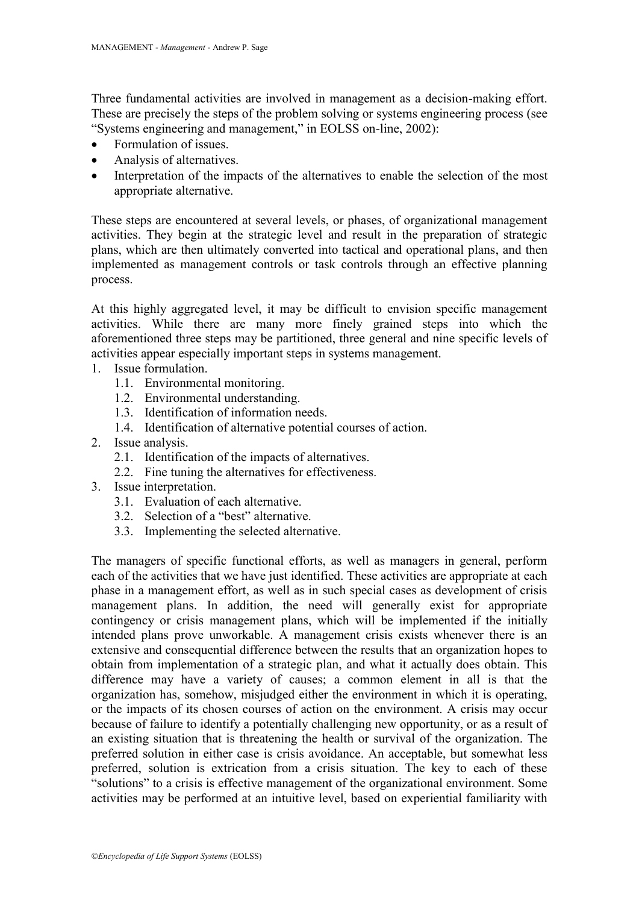Three fundamental activities are involved in management as a decision-making effort. These are precisely the steps of the problem solving or systems engineering process (see "Systems engineering and management," in EOLSS on-line, 2002):

- Formulation of issues.
- Analysis of alternatives.
- Interpretation of the impacts of the alternatives to enable the selection of the most appropriate alternative.

These steps are encountered at several levels, or phases, of organizational management activities. They begin at the strategic level and result in the preparation of strategic plans, which are then ultimately converted into tactical and operational plans, and then implemented as management controls or task controls through an effective planning process.

At this highly aggregated level, it may be difficult to envision specific management activities. While there are many more finely grained steps into which the aforementioned three steps may be partitioned, three general and nine specific levels of activities appear especially important steps in systems management.

1. Issue formulation.
   1.1. Environmental monitoring.
   1.2. Environmental understanding.
   1.3. Identification of information needs.
   1.4. Identification of alternative potential courses of action.
2. Issue analysis.
   2.1. Identification of the impacts of alternatives.
   2.2. Fine tuning the alternatives for effectiveness.
3. Issue interpretation.
   3.1. Evaluation of each alternative.
   3.2. Selection of a "best" alternative.
   3.3. Implementing the selected alternative.

The managers of specific functional efforts, as well as managers in general, perform each of the activities that we have just identified. These activities are appropriate at each phase in a management effort, as well as in such special cases as development of crisis management plans. In addition, the need will generally exist for appropriate contingency or crisis management plans, which will be implemented if the initially intended plans prove unworkable. A management crisis exists whenever there is an extensive and consequential difference between the results that an organization hopes to obtain from implementation of a strategic plan, and what it actually does obtain. This difference may have a variety of causes; a common element in all is that the organization has, somehow, misjudged either the environment in which it is operating, or the impacts of its chosen courses of action on the environment. A crisis may occur because of failure to identify a potentially challenging new opportunity, or as a result of an existing situation that is threatening the health or survival of the organization. The preferred solution in either case is crisis avoidance. An acceptable, but somewhat less preferred, solution is extrication from a crisis situation. The key to each of these "solutions" to a crisis is effective management of the organizational environment. Some activities may be performed at an intuitive level, based on experiential familiarity with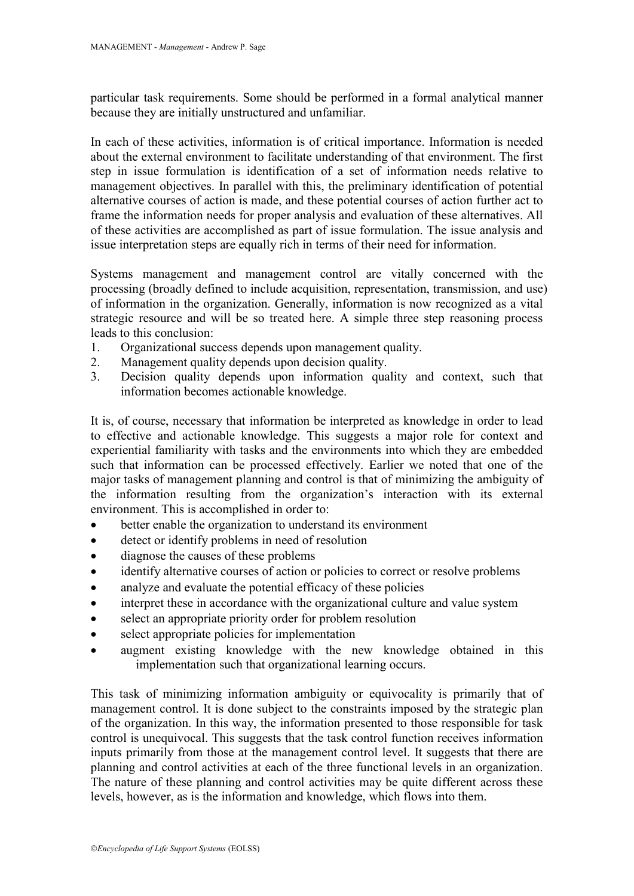particular task requirements. Some should be performed in a formal analytical manner because they are initially unstructured and unfamiliar.

In each of these activities, information is of critical importance. Information is needed about the external environment to facilitate understanding of that environment. The first step in issue formulation is identification of a set of information needs relative to management objectives. In parallel with this, the preliminary identification of potential alternative courses of action is made, and these potential courses of action further act to frame the information needs for proper analysis and evaluation of these alternatives. All of these activities are accomplished as part of issue formulation. The issue analysis and issue interpretation steps are equally rich in terms of their need for information.

Systems management and management control are vitally concerned with the processing (broadly defined to include acquisition, representation, transmission, and use) of information in the organization. Generally, information is now recognized as a vital strategic resource and will be so treated here. A simple three step reasoning process leads to this conclusion:

1. Organizational success depends upon management quality.
2. Management quality depends upon decision quality.
3. Decision quality depends upon information quality and context, such that information becomes actionable knowledge.

It is, of course, necessary that information be interpreted as knowledge in order to lead to effective and actionable knowledge. This suggests a major role for context and experiential familiarity with tasks and the environments into which they are embedded such that information can be processed effectively. Earlier we noted that one of the major tasks of management planning and control is that of minimizing the ambiguity of the information resulting from the organization's interaction with its external environment. This is accomplished in order to:

- better enable the organization to understand its environment
- detect or identify problems in need of resolution
- diagnose the causes of these problems
- identify alternative courses of action or policies to correct or resolve problems
- analyze and evaluate the potential efficacy of these policies
- interpret these in accordance with the organizational culture and value system
- select an appropriate priority order for problem resolution
- select appropriate policies for implementation
- augment existing knowledge with the new knowledge obtained in this implementation such that organizational learning occurs.

This task of minimizing information ambiguity or equivocality is primarily that of management control. It is done subject to the constraints imposed by the strategic plan of the organization. In this way, the information presented to those responsible for task control is unequivocal. This suggests that the task control function receives information inputs primarily from those at the management control level. It suggests that there are planning and control activities at each of the three functional levels in an organization. The nature of these planning and control activities may be quite different across these levels, however, as is the information and knowledge, which flows into them.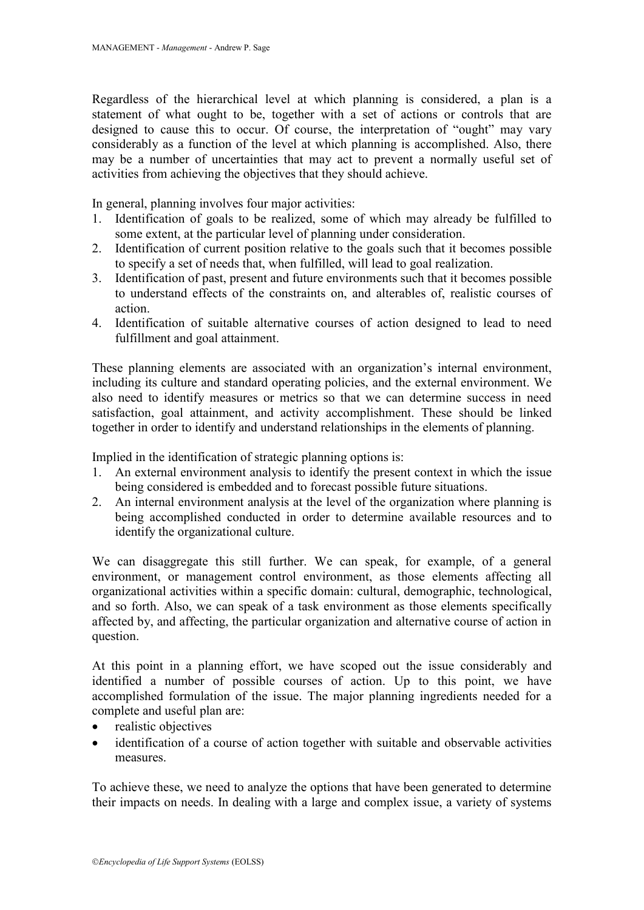Regardless of the hierarchical level at which planning is considered, a plan is a statement of what ought to be, together with a set of actions or controls that are designed to cause this to occur. Of course, the interpretation of "ought" may vary considerably as a function of the level at which planning is accomplished. Also, there may be a number of uncertainties that may act to prevent a normally useful set of activities from achieving the objectives that they should achieve.

In general, planning involves four major activities:

1. Identification of goals to be realized, some of which may already be fulfilled to some extent, at the particular level of planning under consideration.
2. Identification of current position relative to the goals such that it becomes possible to specify a set of needs that, when fulfilled, will lead to goal realization.
3. Identification of past, present and future environments such that it becomes possible to understand effects of the constraints on, and alterables of, realistic courses of action.
4. Identification of suitable alternative courses of action designed to lead to need fulfillment and goal attainment.

These planning elements are associated with an organization's internal environment, including its culture and standard operating policies, and the external environment. We also need to identify measures or metrics so that we can determine success in need satisfaction, goal attainment, and activity accomplishment. These should be linked together in order to identify and understand relationships in the elements of planning.

Implied in the identification of strategic planning options is:

1. An external environment analysis to identify the present context in which the issue being considered is embedded and to forecast possible future situations.
2. An internal environment analysis at the level of the organization where planning is being accomplished conducted in order to determine available resources and to identify the organizational culture.

We can disaggregate this still further. We can speak, for example, of a general environment, or management control environment, as those elements affecting all organizational activities within a specific domain: cultural, demographic, technological, and so forth. Also, we can speak of a task environment as those elements specifically affected by, and affecting, the particular organization and alternative course of action in question.

At this point in a planning effort, we have scoped out the issue considerably and identified a number of possible courses of action. Up to this point, we have accomplished formulation of the issue. The major planning ingredients needed for a complete and useful plan are:

- realistic objectives
- identification of a course of action together with suitable and observable activities measures.

To achieve these, we need to analyze the options that have been generated to determine their impacts on needs. In dealing with a large and complex issue, a variety of systems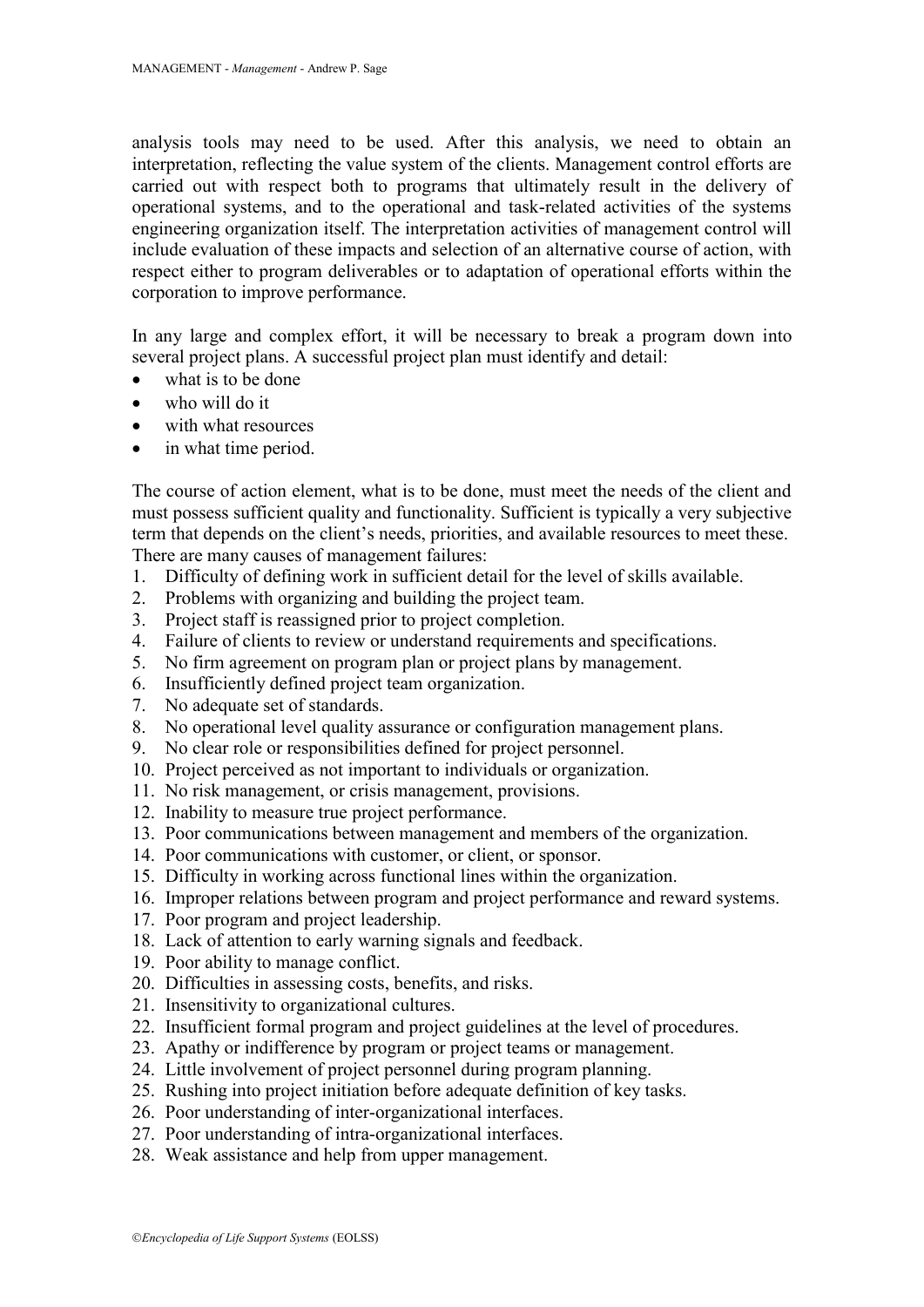analysis tools may need to be used. After this analysis, we need to obtain an interpretation, reflecting the value system of the clients. Management control efforts are carried out with respect both to programs that ultimately result in the delivery of operational systems, and to the operational and task-related activities of the systems engineering organization itself. The interpretation activities of management control will include evaluation of these impacts and selection of an alternative course of action, with respect either to program deliverables or to adaptation of operational efforts within the corporation to improve performance.

In any large and complex effort, it will be necessary to break a program down into several project plans. A successful project plan must identify and detail:

- what is to be done
- who will do it
- with what resources
- in what time period.

The course of action element, what is to be done, must meet the needs of the client and must possess sufficient quality and functionality. Sufficient is typically a very subjective term that depends on the client's needs, priorities, and available resources to meet these. There are many causes of management failures:

1. Difficulty of defining work in sufficient detail for the level of skills available.
2. Problems with organizing and building the project team.
3. Project staff is reassigned prior to project completion.
4. Failure of clients to review or understand requirements and specifications.
5. No firm agreement on program plan or project plans by management.
6. Insufficiently defined project team organization.
7. No adequate set of standards.
8. No operational level quality assurance or configuration management plans.
9. No clear role or responsibilities defined for project personnel.
10. Project perceived as not important to individuals or organization.
11. No risk management, or crisis management, provisions.
12. Inability to measure true project performance.
13. Poor communications between management and members of the organization.
14. Poor communications with customer, or client, or sponsor.
15. Difficulty in working across functional lines within the organization.
16. Improper relations between program and project performance and reward systems.
17. Poor program and project leadership.
18. Lack of attention to early warning signals and feedback.
19. Poor ability to manage conflict.
20. Difficulties in assessing costs, benefits, and risks.
21. Insensitivity to organizational cultures.
22. Insufficient formal program and project guidelines at the level of procedures.
23. Apathy or indifference by program or project teams or management.
24. Little involvement of project personnel during program planning.
25. Rushing into project initiation before adequate definition of key tasks.
26. Poor understanding of inter-organizational interfaces.
27. Poor understanding of intra-organizational interfaces.
28. Weak assistance and help from upper management.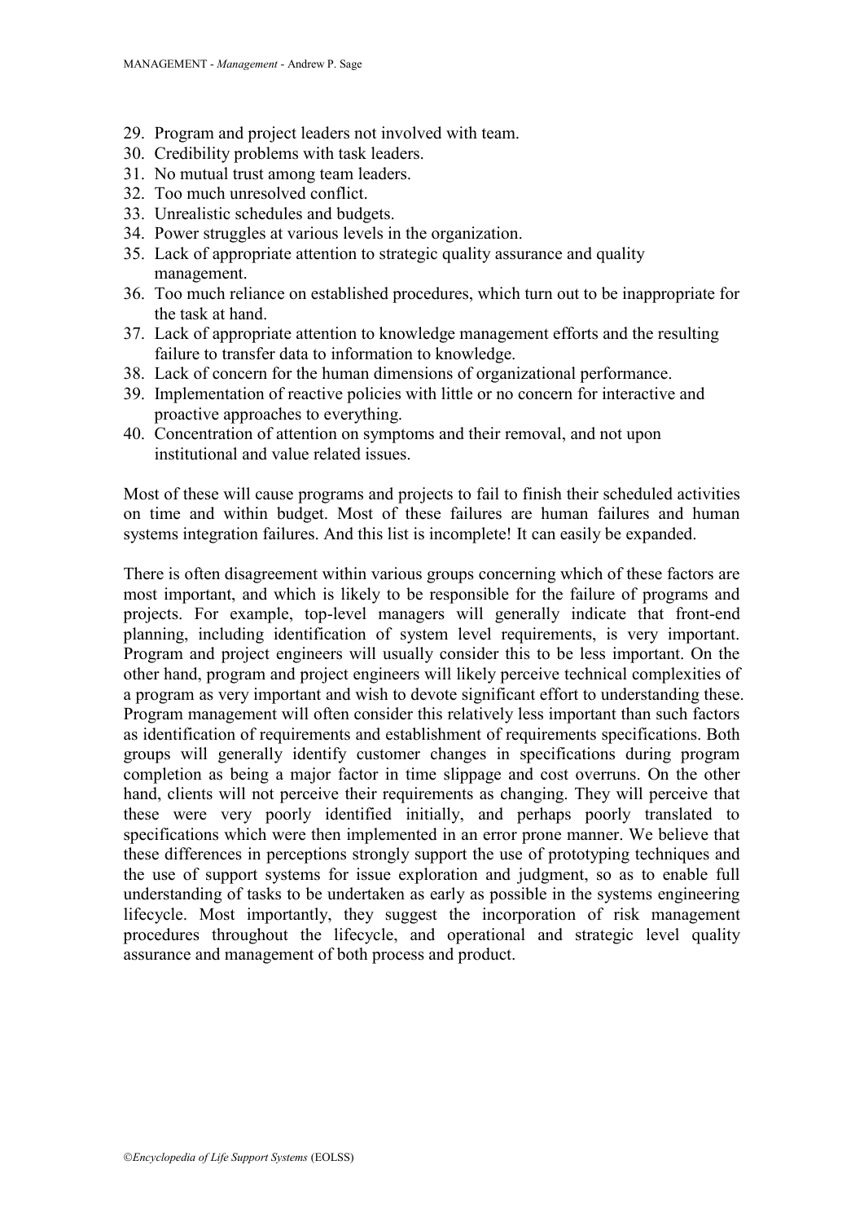29. Program and project leaders not involved with team.
30. Credibility problems with task leaders.
31. No mutual trust among team leaders.
32. Too much unresolved conflict.
33. Unrealistic schedules and budgets.
34. Power struggles at various levels in the organization.
35. Lack of appropriate attention to strategic quality assurance and quality management.
36. Too much reliance on established procedures, which turn out to be inappropriate for the task at hand.
37. Lack of appropriate attention to knowledge management efforts and the resulting failure to transfer data to information to knowledge.
38. Lack of concern for the human dimensions of organizational performance.
39. Implementation of reactive policies with little or no concern for interactive and proactive approaches to everything.
40. Concentration of attention on symptoms and their removal, and not upon institutional and value related issues.

Most of these will cause programs and projects to fail to finish their scheduled activities on time and within budget. Most of these failures are human failures and human systems integration failures. And this list is incomplete! It can easily be expanded.

There is often disagreement within various groups concerning which of these factors are most important, and which is likely to be responsible for the failure of programs and projects. For example, top-level managers will generally indicate that front-end planning, including identification of system level requirements, is very important. Program and project engineers will usually consider this to be less important. On the other hand, program and project engineers will likely perceive technical complexities of a program as very important and wish to devote significant effort to understanding these. Program management will often consider this relatively less important than such factors as identification of requirements and establishment of requirements specifications. Both groups will generally identify customer changes in specifications during program completion as being a major factor in time slippage and cost overruns. On the other hand, clients will not perceive their requirements as changing. They will perceive that these were very poorly identified initially, and perhaps poorly translated to specifications which were then implemented in an error prone manner. We believe that these differences in perceptions strongly support the use of prototyping techniques and the use of support systems for issue exploration and judgment, so as to enable full understanding of tasks to be undertaken as early as possible in the systems engineering lifecycle. Most importantly, they suggest the incorporation of risk management procedures throughout the lifecycle, and operational and strategic level quality assurance and management of both process and product.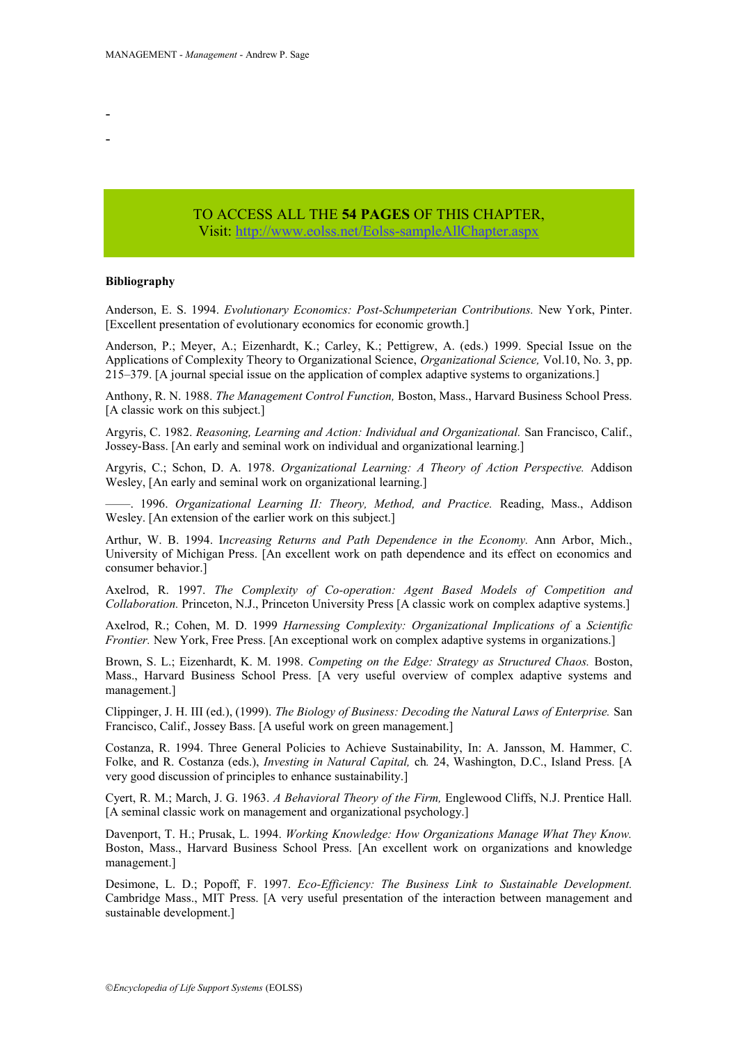-

-

TO ACCESS ALL THE **54 PAGES** OF THIS CHAPTER,
Visit: http://www.eolss.net/Eolss-sampleAllChapter.aspx

**Bibliography**

Anderson, E. S. 1994. *Evolutionary Economics: Post-Schumpeterian Contributions.* New York, Pinter. [Excellent presentation of evolutionary economics for economic growth.]

Anderson, P.; Meyer, A.; Eizenhardt, K.; Carley, K.; Pettigrew, A. (eds.) 1999. Special Issue on the Applications of Complexity Theory to Organizational Science, *Organizational Science,* Vol.10, No. 3, pp. 215–379. [A journal special issue on the application of complex adaptive systems to organizations.]

Anthony, R. N. 1988. *The Management Control Function,* Boston, Mass., Harvard Business School Press. [A classic work on this subject.]

Argyris, C. 1982. *Reasoning, Learning and Action: Individual and Organizational.* San Francisco, Calif., Jossey-Bass. [An early and seminal work on individual and organizational learning.]

Argyris, C.; Schon, D. A. 1978. *Organizational Learning: A Theory of Action Perspective.* Addison Wesley, [An early and seminal work on organizational learning.]

——. 1996. *Organizational Learning II: Theory, Method, and Practice.* Reading, Mass., Addison Wesley. [An extension of the earlier work on this subject.]

Arthur, W. B. 1994. I*ncreasing Returns and Path Dependence in the Economy.* Ann Arbor, Mich., University of Michigan Press. [An excellent work on path dependence and its effect on economics and consumer behavior.]

Axelrod, R. 1997. *The Complexity of Co-operation: Agent Based Models of Competition and Collaboration.* Princeton, N.J., Princeton University Press [A classic work on complex adaptive systems.]

Axelrod, R.; Cohen, M. D. 1999 *Harnessing Complexity: Organizational Implications of* a *Scientific Frontier.* New York, Free Press. [An exceptional work on complex adaptive systems in organizations.]

Brown, S. L.; Eizenhardt, K. M. 1998. *Competing on the Edge: Strategy as Structured Chaos.* Boston, Mass., Harvard Business School Press. [A very useful overview of complex adaptive systems and management.]

Clippinger, J. H. III (ed.), (1999). *The Biology of Business: Decoding the Natural Laws of Enterprise.* San Francisco, Calif., Jossey Bass. [A useful work on green management.]

Costanza, R. 1994. Three General Policies to Achieve Sustainability, In: A. Jansson, M. Hammer, C. Folke, and R. Costanza (eds.), *Investing in Natural Capital,* ch*.* 24, Washington, D.C., Island Press. [A very good discussion of principles to enhance sustainability.]

Cyert, R. M.; March, J. G. 1963. *A Behavioral Theory of the Firm,* Englewood Cliffs, N.J. Prentice Hall. [A seminal classic work on management and organizational psychology.]

Davenport, T. H.; Prusak, L. 1994. *Working Knowledge: How Organizations Manage What They Know.* Boston, Mass., Harvard Business School Press. [An excellent work on organizations and knowledge management.]

Desimone, L. D.; Popoff, F. 1997. *Eco-Efficiency: The Business Link to Sustainable Development.* Cambridge Mass., MIT Press. [A very useful presentation of the interaction between management and sustainable development.]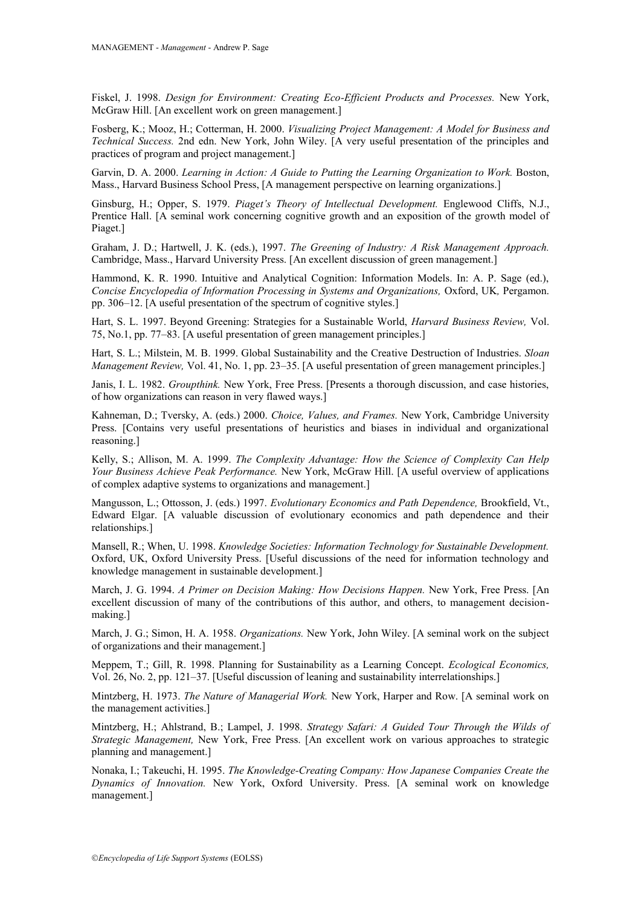Fiskel, J. 1998. *Design for Environment: Creating Eco-Efficient Products and Processes.* New York, McGraw Hill. [An excellent work on green management.]

Fosberg, K.; Mooz, H.; Cotterman, H. 2000. *Visualizing Project Management: A Model for Business and Technical Success.* 2nd edn. New York, John Wiley. [A very useful presentation of the principles and practices of program and project management.]

Garvin, D. A. 2000. *Learning in Action: A Guide to Putting the Learning Organization to Work.* Boston, Mass., Harvard Business School Press, [A management perspective on learning organizations.]

Ginsburg, H.; Opper, S. 1979. *Piaget's Theory of Intellectual Development.* Englewood Cliffs, N.J., Prentice Hall. [A seminal work concerning cognitive growth and an exposition of the growth model of Piaget.]

Graham, J. D.; Hartwell, J. K. (eds.), 1997. *The Greening of Industry: A Risk Management Approach.* Cambridge, Mass., Harvard University Press. [An excellent discussion of green management.]

Hammond, K. R. 1990. Intuitive and Analytical Cognition: Information Models. In: A. P. Sage (ed.), *Concise Encyclopedia of Information Processing in Systems and Organizations,* Oxford, UK, Pergamon. pp. 306–12. [A useful presentation of the spectrum of cognitive styles.]

Hart, S. L. 1997. Beyond Greening: Strategies for a Sustainable World, *Harvard Business Review,* Vol. 75, No.1, pp. 77–83. [A useful presentation of green management principles.]

Hart, S. L.; Milstein, M. B. 1999. Global Sustainability and the Creative Destruction of Industries. *Sloan Management Review,* Vol. 41, No. 1, pp. 23–35. [A useful presentation of green management principles.]

Janis, I. L. 1982. *Groupthink.* New York, Free Press. [Presents a thorough discussion, and case histories, of how organizations can reason in very flawed ways.]

Kahneman, D.; Tversky, A. (eds.) 2000. *Choice, Values, and Frames.* New York, Cambridge University Press. [Contains very useful presentations of heuristics and biases in individual and organizational reasoning.]

Kelly, S.; Allison, M. A. 1999. *The Complexity Advantage: How the Science of Complexity Can Help Your Business Achieve Peak Performance.* New York, McGraw Hill. [A useful overview of applications of complex adaptive systems to organizations and management.]

Mangusson, L.; Ottosson, J. (eds.) 1997. *Evolutionary Economics and Path Dependence,* Brookfield, Vt., Edward Elgar. [A valuable discussion of evolutionary economics and path dependence and their relationships.]

Mansell, R.; When, U. 1998. *Knowledge Societies: Information Technology for Sustainable Development.* Oxford, UK, Oxford University Press. [Useful discussions of the need for information technology and knowledge management in sustainable development.]

March, J. G. 1994. *A Primer on Decision Making: How Decisions Happen.* New York, Free Press. [An excellent discussion of many of the contributions of this author, and others, to management decision-making.]

March, J. G.; Simon, H. A. 1958. *Organizations.* New York, John Wiley. [A seminal work on the subject of organizations and their management.]

Meppem, T.; Gill, R. 1998. Planning for Sustainability as a Learning Concept. *Ecological Economics,* Vol. 26, No. 2, pp. 121–37. [Useful discussion of leaning and sustainability interrelationships.]

Mintzberg, H. 1973. *The Nature of Managerial Work.* New York, Harper and Row. [A seminal work on the management activities.]

Mintzberg, H.; Ahlstrand, B.; Lampel, J. 1998. *Strategy Safari: A Guided Tour Through the Wilds of Strategic Management,* New York, Free Press. [An excellent work on various approaches to strategic planning and management.]

Nonaka, I.; Takeuchi, H. 1995. *The Knowledge-Creating Company: How Japanese Companies Create the Dynamics of Innovation.* New York, Oxford University. Press. [A seminal work on knowledge management.]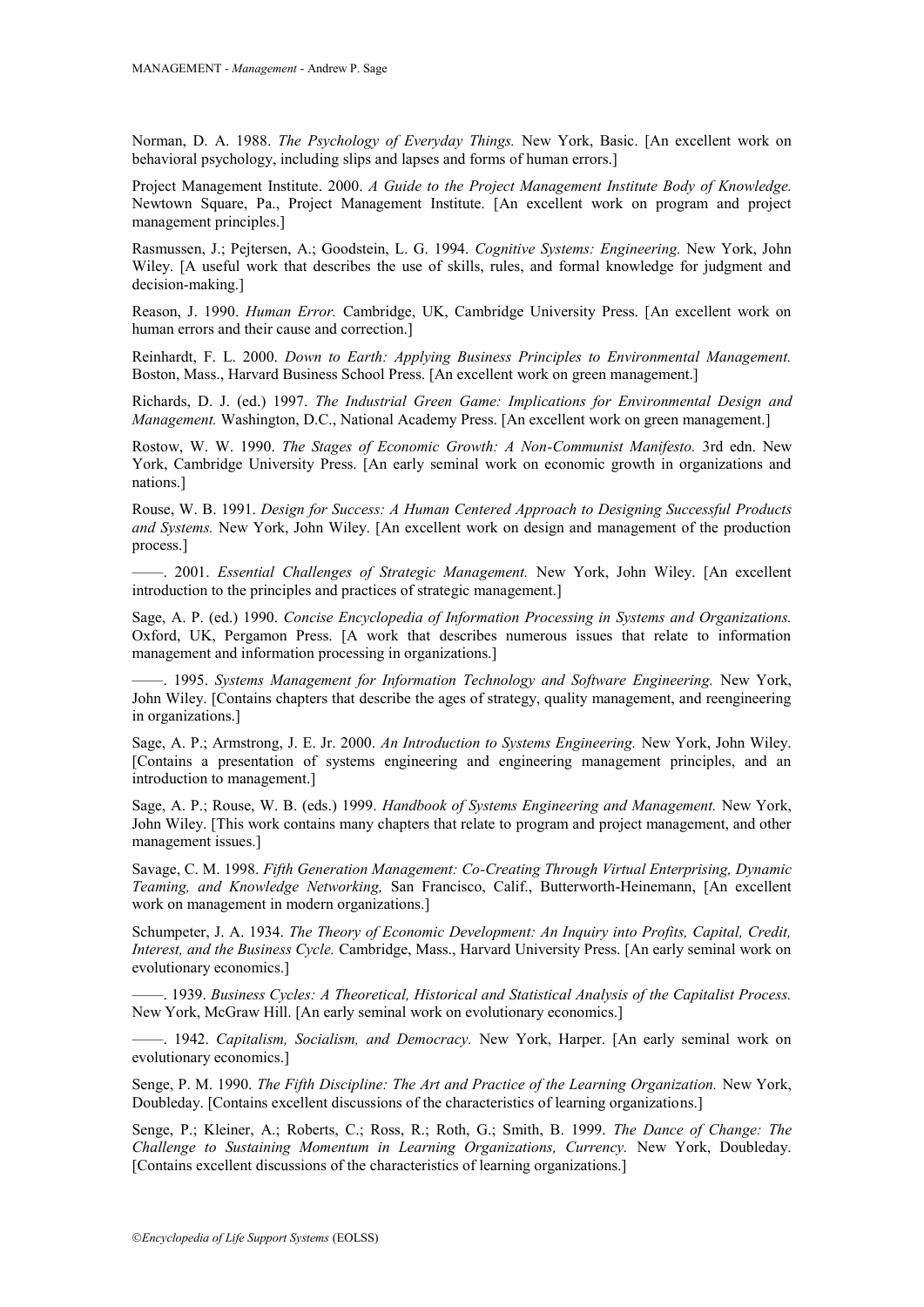Norman, D. A. 1988. *The Psychology of Everyday Things.* New York, Basic. [An excellent work on behavioral psychology, including slips and lapses and forms of human errors.]

Project Management Institute. 2000. *A Guide to the Project Management Institute Body of Knowledge.* Newtown Square, Pa., Project Management Institute. [An excellent work on program and project management principles.]

Rasmussen, J.; Pejtersen, A.; Goodstein, L. G. 1994. *Cognitive Systems: Engineering.* New York, John Wiley. [A useful work that describes the use of skills, rules, and formal knowledge for judgment and decision-making.]

Reason, J. 1990. *Human Error.* Cambridge, UK, Cambridge University Press. [An excellent work on human errors and their cause and correction.]

Reinhardt, F. L. 2000. *Down to Earth: Applying Business Principles to Environmental Management.* Boston, Mass., Harvard Business School Press. [An excellent work on green management.]

Richards, D. J. (ed.) 1997. *The Industrial Green Game: Implications for Environmental Design and Management.* Washington, D.C., National Academy Press. [An excellent work on green management.]

Rostow, W. W. 1990. *The Stages of Economic Growth: A Non-Communist Manifesto.* 3rd edn. New York, Cambridge University Press. [An early seminal work on economic growth in organizations and nations.]

Rouse, W. B. 1991. *Design for Success: A Human Centered Approach to Designing Successful Products and Systems.* New York, John Wiley. [An excellent work on design and management of the production process.]

——. 2001. *Essential Challenges of Strategic Management.* New York, John Wiley. [An excellent introduction to the principles and practices of strategic management.]

Sage, A. P. (ed.) 1990. *Concise Encyclopedia of Information Processing in Systems and Organizations.* Oxford, UK, Pergamon Press. [A work that describes numerous issues that relate to information management and information processing in organizations.]

——. 1995. *Systems Management for Information Technology and Software Engineering.* New York, John Wiley. [Contains chapters that describe the ages of strategy, quality management, and reengineering in organizations.]

Sage, A. P.; Armstrong, J. E. Jr. 2000. *An Introduction to Systems Engineering.* New York, John Wiley. [Contains a presentation of systems engineering and engineering management principles, and an introduction to management.]

Sage, A. P.; Rouse, W. B. (eds.) 1999. *Handbook of Systems Engineering and Management.* New York, John Wiley. [This work contains many chapters that relate to program and project management, and other management issues.]

Savage, C. M. 1998. *Fifth Generation Management: Co-Creating Through Virtual Enterprising, Dynamic Teaming, and Knowledge Networking,* San Francisco, Calif., Butterworth-Heinemann, [An excellent work on management in modern organizations.]

Schumpeter, J. A. 1934. *The Theory of Economic Development: An Inquiry into Profits, Capital, Credit, Interest, and the Business Cycle.* Cambridge, Mass., Harvard University Press. [An early seminal work on evolutionary economics.]

——. 1939. *Business Cycles: A Theoretical, Historical and Statistical Analysis of the Capitalist Process.* New York, McGraw Hill. [An early seminal work on evolutionary economics.]

——. 1942. *Capitalism, Socialism, and Democracy.* New York, Harper. [An early seminal work on evolutionary economics.]

Senge, P. M. 1990. *The Fifth Discipline: The Art and Practice of the Learning Organization.* New York, Doubleday. [Contains excellent discussions of the characteristics of learning organizations.]

Senge, P.; Kleiner, A.; Roberts, C.; Ross, R.; Roth, G.; Smith, B. 1999. *The Dance of Change: The Challenge to Sustaining Momentum in Learning Organizations, Currency.* New York, Doubleday. [Contains excellent discussions of the characteristics of learning organizations.]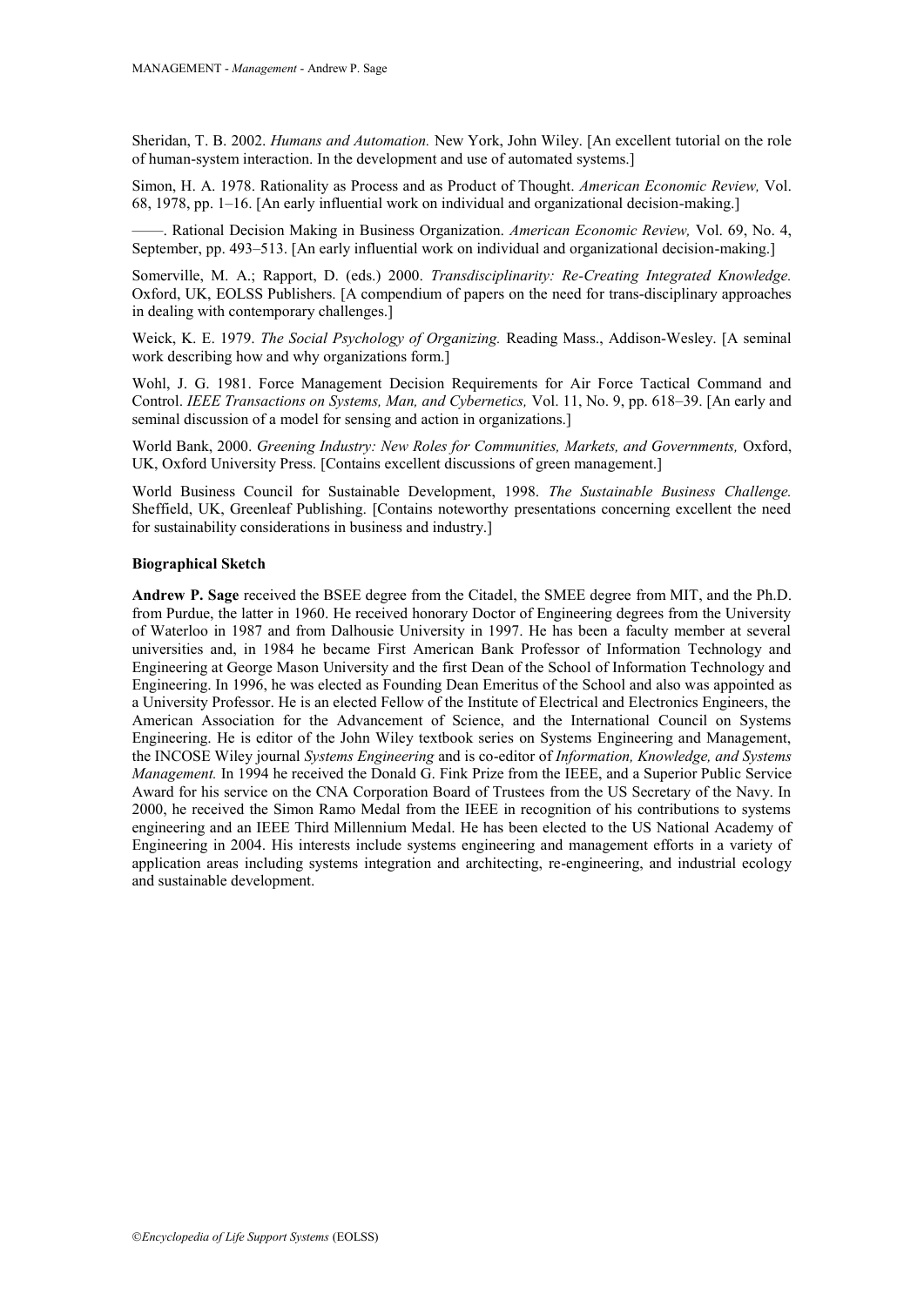Sheridan, T. B. 2002. *Humans and Automation.* New York, John Wiley. [An excellent tutorial on the role of human-system interaction. In the development and use of automated systems.]

Simon, H. A. 1978. Rationality as Process and as Product of Thought. *American Economic Review,* Vol. 68, 1978, pp. 1–16. [An early influential work on individual and organizational decision-making.]

——. Rational Decision Making in Business Organization. *American Economic Review,* Vol. 69, No. 4, September, pp. 493–513. [An early influential work on individual and organizational decision-making.]

Somerville, M. A.; Rapport, D. (eds.) 2000. *Transdisciplinarity: Re-Creating Integrated Knowledge.* Oxford, UK, EOLSS Publishers. [A compendium of papers on the need for trans-disciplinary approaches in dealing with contemporary challenges.]

Weick, K. E. 1979. *The Social Psychology of Organizing.* Reading Mass., Addison-Wesley. [A seminal work describing how and why organizations form.]

Wohl, J. G. 1981. Force Management Decision Requirements for Air Force Tactical Command and Control. *IEEE Transactions on Systems, Man, and Cybernetics,* Vol. 11, No. 9, pp. 618–39. [An early and seminal discussion of a model for sensing and action in organizations.]

World Bank, 2000. *Greening Industry: New Roles for Communities, Markets, and Governments,* Oxford, UK, Oxford University Press. [Contains excellent discussions of green management.]

World Business Council for Sustainable Development, 1998. *The Sustainable Business Challenge.* Sheffield, UK, Greenleaf Publishing. [Contains noteworthy presentations concerning excellent the need for sustainability considerations in business and industry.]

**Biographical Sketch**

**Andrew P. Sage** received the BSEE degree from the Citadel, the SMEE degree from MIT, and the Ph.D. from Purdue, the latter in 1960. He received honorary Doctor of Engineering degrees from the University of Waterloo in 1987 and from Dalhousie University in 1997. He has been a faculty member at several universities and, in 1984 he became First American Bank Professor of Information Technology and Engineering at George Mason University and the first Dean of the School of Information Technology and Engineering. In 1996, he was elected as Founding Dean Emeritus of the School and also was appointed as a University Professor. He is an elected Fellow of the Institute of Electrical and Electronics Engineers, the American Association for the Advancement of Science, and the International Council on Systems Engineering. He is editor of the John Wiley textbook series on Systems Engineering and Management, the INCOSE Wiley journal *Systems Engineering* and is co-editor of *Information, Knowledge, and Systems Management.* In 1994 he received the Donald G. Fink Prize from the IEEE, and a Superior Public Service Award for his service on the CNA Corporation Board of Trustees from the US Secretary of the Navy. In 2000, he received the Simon Ramo Medal from the IEEE in recognition of his contributions to systems engineering and an IEEE Third Millennium Medal. He has been elected to the US National Academy of Engineering in 2004. His interests include systems engineering and management efforts in a variety of application areas including systems integration and architecting, re-engineering, and industrial ecology and sustainable development.